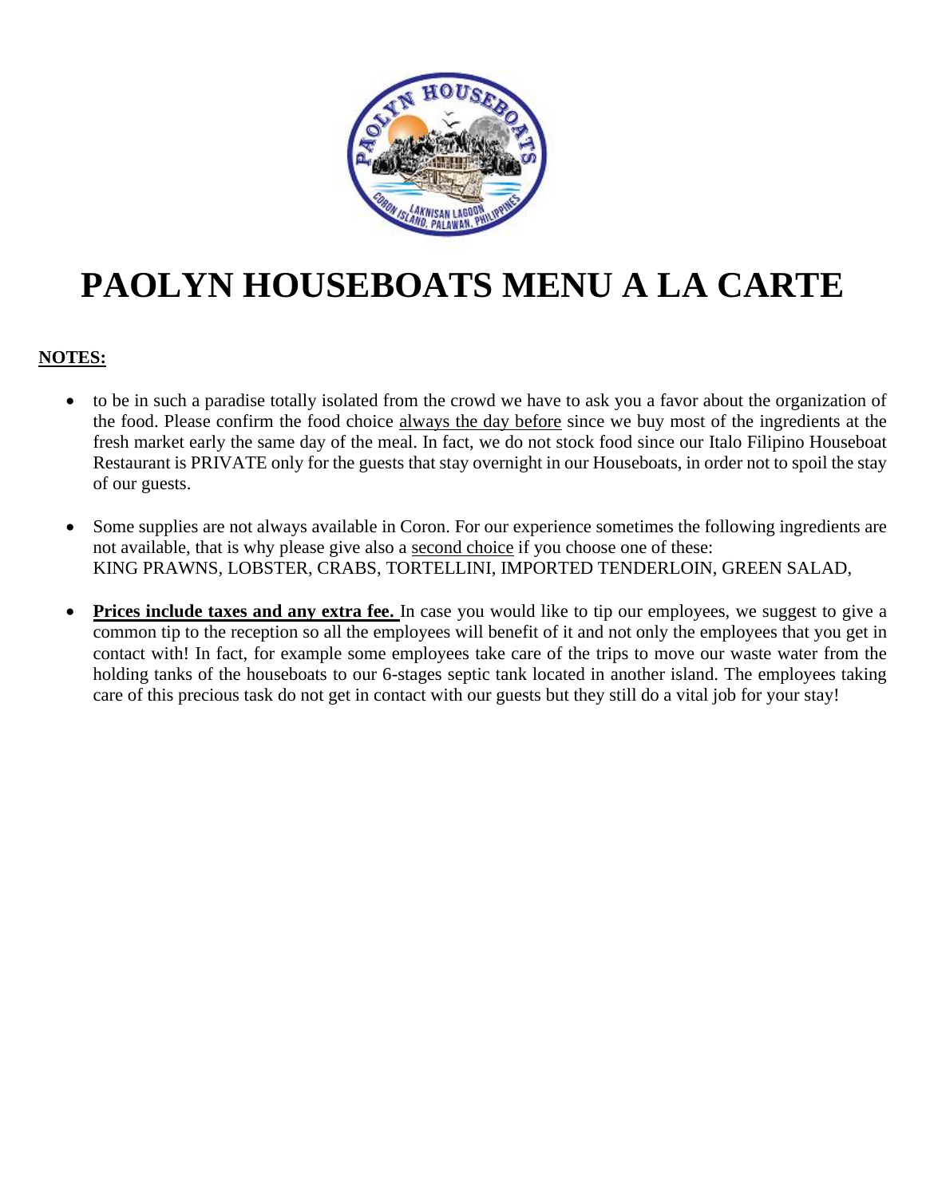# PAOLYN HOUSEBOATS MENU A LA CARTE

**NOTES:**

- to be in such a paradise totally isolated from the crowd we have to ask you a favor about the organization of the food. Please confirm the food choice always the day before since we buy most of the ingredients at the fresh market early the same day of the meal. In fact, we do not stock food since our Italo Filipino Houseboat Restaurant is PRIVATE only for the guests that stay overnight in our Houseboats, in order not to spoil the stay of our guests.

- Some supplies are not always available in Coron. For our experience sometimes the following ingredients are not available, that is why please give also a second choice if you choose one of these:
  KING PRAWNS, LOBSTER, CRABS, TORTELLINI, IMPORTED TENDERLOIN, GREEN SALAD,

- **Prices include taxes and any extra fee.** In case you would like to tip our employees, we suggest to give a common tip to the reception so all the employees will benefit of it and not only the employees that you get in contact with! In fact, for example some employees take care of the trips to move our waste water from the holding tanks of the houseboats to our 6-stages septic tank located in another island. The employees taking care of this precious task do not get in contact with our guests but they still do a vital job for your stay!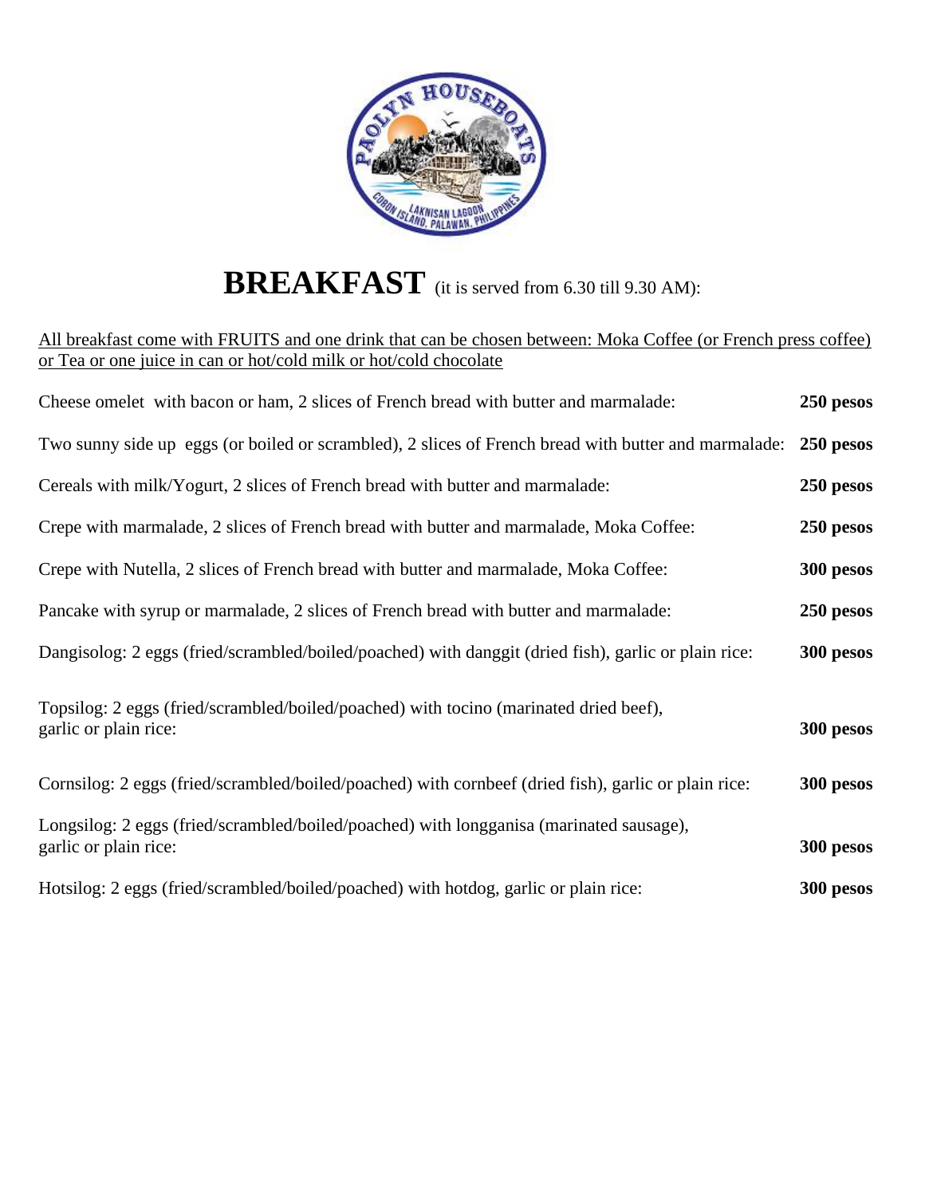# BREAKFAST (it is served from 6.30 till 9.30 AM):

All breakfast come with FRUITS and one drink that can be chosen between: Moka Coffee (or French press coffee) or Tea or one juice in can or hot/cold milk or hot/cold chocolate

| Item | Price |
| --- | --- |
| Cheese omelet with bacon or ham, 2 slices of French bread with butter and marmalade: | **250 pesos** |
| Two sunny side up eggs (or boiled or scrambled), 2 slices of French bread with butter and marmalade: | **250 pesos** |
| Cereals with milk/Yogurt, 2 slices of French bread with butter and marmalade: | **250 pesos** |
| Crepe with marmalade, 2 slices of French bread with butter and marmalade, Moka Coffee: | **250 pesos** |
| Crepe with Nutella, 2 slices of French bread with butter and marmalade, Moka Coffee: | **300 pesos** |
| Pancake with syrup or marmalade, 2 slices of French bread with butter and marmalade: | **250 pesos** |
| Dangisolog: 2 eggs (fried/scrambled/boiled/poached) with danggit (dried fish), garlic or plain rice: | **300 pesos** |
| Topsilog: 2 eggs (fried/scrambled/boiled/poached) with tocino (marinated dried beef), garlic or plain rice: | **300 pesos** |
| Cornsilog: 2 eggs (fried/scrambled/boiled/poached) with cornbeef (dried fish), garlic or plain rice: | **300 pesos** |
| Longsilog: 2 eggs (fried/scrambled/boiled/poached) with longganisa (marinated sausage), garlic or plain rice: | **300 pesos** |
| Hotsilog: 2 eggs (fried/scrambled/boiled/poached) with hotdog, garlic or plain rice: | **300 pesos** |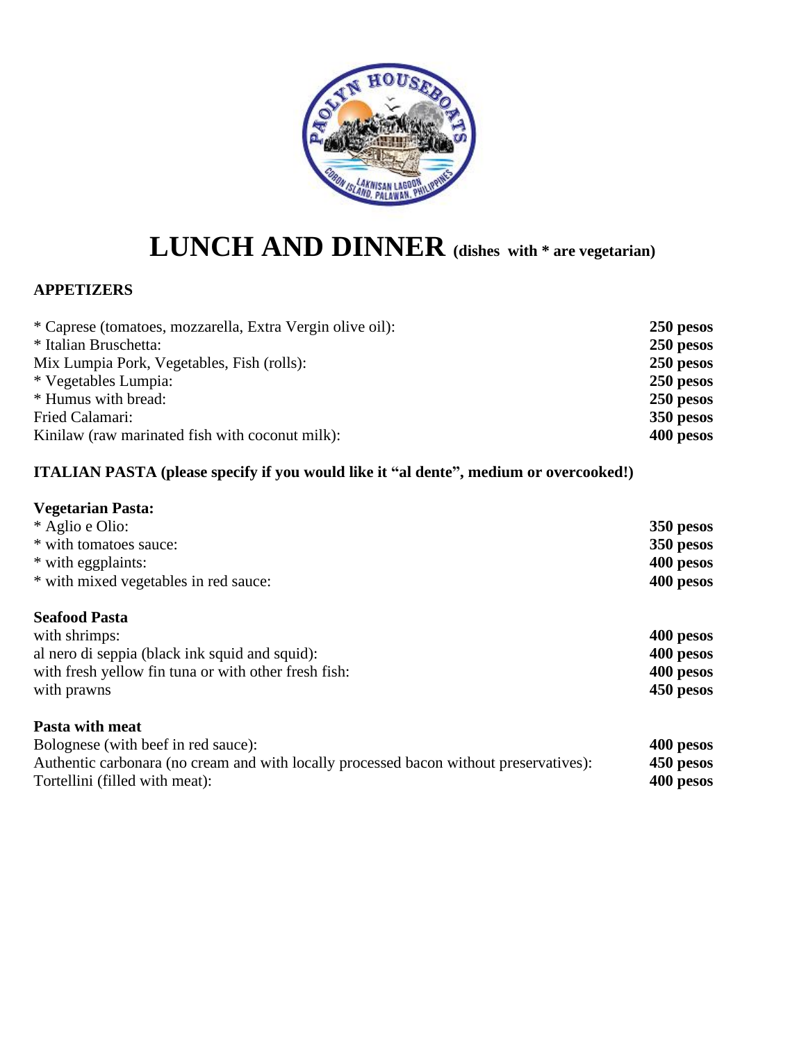# LUNCH AND DINNER (dishes with * are vegetarian)

## APPETIZERS

| | |
|---|---|
| * Caprese (tomatoes, mozzarella, Extra Vergin olive oil): | **250 pesos** |
| * Italian Bruschetta: | **250 pesos** |
| Mix Lumpia Pork, Vegetables, Fish (rolls): | **250 pesos** |
| * Vegetables Lumpia: | **250 pesos** |
| * Humus with bread: | **250 pesos** |
| Fried Calamari: | **350 pesos** |
| Kinilaw (raw marinated fish with coconut milk): | **400 pesos** |

## ITALIAN PASTA (please specify if you would like it "al dente", medium or overcooked!)

**Vegetarian Pasta:**

| | |
|---|---|
| * Aglio e Olio: | **350 pesos** |
| * with tomatoes sauce: | **350 pesos** |
| * with eggplaints: | **400 pesos** |
| * with mixed vegetables in red sauce: | **400 pesos** |

**Seafood Pasta**

| | |
|---|---|
| with shrimps: | **400 pesos** |
| al nero di seppia (black ink squid and squid): | **400 pesos** |
| with fresh yellow fin tuna or with other fresh fish: | **400 pesos** |
| with prawns | **450 pesos** |

**Pasta with meat**

| | |
|---|---|
| Bolognese (with beef in red sauce): | **400 pesos** |
| Authentic carbonara (no cream and with locally processed bacon without preservatives): | **450 pesos** |
| Tortellini (filled with meat): | **400 pesos** |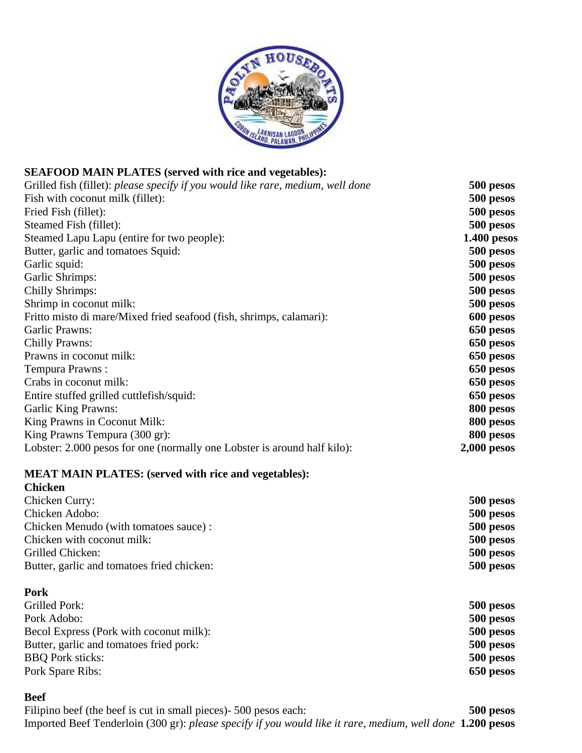## SEAFOOD MAIN PLATES (served with rice and vegetables):

| | |
|---|---|
| Grilled fish (fillet): *please specify if you would like rare, medium, well done* | **500 pesos** |
| Fish with coconut milk (fillet): | **500 pesos** |
| Fried Fish (fillet): | **500 pesos** |
| Steamed Fish (fillet): | **500 pesos** |
| Steamed Lapu Lapu (entire for two people): | **1.400 pesos** |
| Butter, garlic and tomatoes Squid: | **500 pesos** |
| Garlic squid: | **500 pesos** |
| Garlic Shrimps: | **500 pesos** |
| Chilly Shrimps: | **500 pesos** |
| Shrimp in coconut milk: | **500 pesos** |
| Fritto misto di mare/Mixed fried seafood (fish, shrimps, calamari): | **600 pesos** |
| Garlic Prawns: | **650 pesos** |
| Chilly Prawns: | **650 pesos** |
| Prawns in coconut milk: | **650 pesos** |
| Tempura Prawns : | **650 pesos** |
| Crabs in coconut milk: | **650 pesos** |
| Entire stuffed grilled cuttlefish/squid: | **650 pesos** |
| Garlic King Prawns: | **800 pesos** |
| King Prawns in Coconut Milk: | **800 pesos** |
| King Prawns Tempura (300 gr): | **800 pesos** |
| Lobster: 2.000 pesos for one (normally one Lobster is around half kilo): | **2,000 pesos** |

## MEAT MAIN PLATES: (served with rice and vegetables):

### Chicken

| | |
|---|---|
| Chicken Curry: | **500 pesos** |
| Chicken Adobo: | **500 pesos** |
| Chicken Menudo (with tomatoes sauce) : | **500 pesos** |
| Chicken with coconut milk: | **500 pesos** |
| Grilled Chicken: | **500 pesos** |
| Butter, garlic and tomatoes fried chicken: | **500 pesos** |

### Pork

| | |
|---|---|
| Grilled Pork: | **500 pesos** |
| Pork Adobo: | **500 pesos** |
| Becol Express (Pork with coconut milk): | **500 pesos** |
| Butter, garlic and tomatoes fried pork: | **500 pesos** |
| BBQ Pork sticks: | **500 pesos** |
| Pork Spare Ribs: | **650 pesos** |

### Beef

| | |
|---|---|
| Filipino beef (the beef is cut in small pieces)- 500 pesos each: | **500 pesos** |
| Imported Beef Tenderloin (300 gr): *please specify if you would like it rare, medium, well done* | **1.200 pesos** |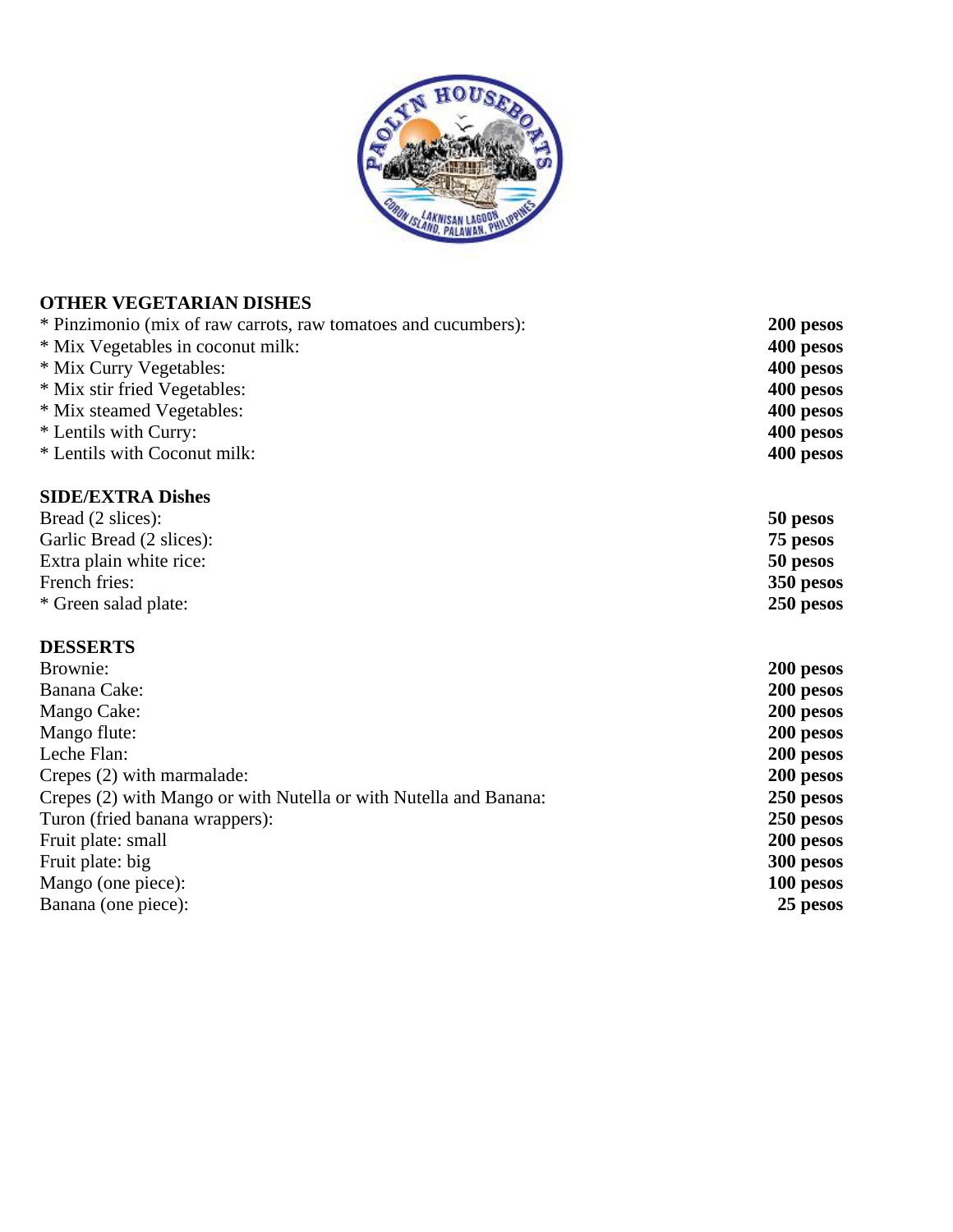## OTHER VEGETARIAN DISHES

| | |
|---|---|
| * Pinzimonio (mix of raw carrots, raw tomatoes and cucumbers): | **200 pesos** |
| * Mix Vegetables in coconut milk: | **400 pesos** |
| * Mix Curry Vegetables: | **400 pesos** |
| * Mix stir fried Vegetables: | **400 pesos** |
| * Mix steamed Vegetables: | **400 pesos** |
| * Lentils with Curry: | **400 pesos** |
| * Lentils with Coconut milk: | **400 pesos** |

## SIDE/EXTRA Dishes

| | |
|---|---|
| Bread (2 slices): | **50 pesos** |
| Garlic Bread (2 slices): | **75 pesos** |
| Extra plain white rice: | **50 pesos** |
| French fries: | **350 pesos** |
| * Green salad plate: | **250 pesos** |

## DESSERTS

| | |
|---|---|
| Brownie: | **200 pesos** |
| Banana Cake: | **200 pesos** |
| Mango Cake: | **200 pesos** |
| Mango flute: | **200 pesos** |
| Leche Flan: | **200 pesos** |
| Crepes (2) with marmalade: | **200 pesos** |
| Crepes (2) with Mango or with Nutella or with Nutella and Banana: | **250 pesos** |
| Turon (fried banana wrappers): | **250 pesos** |
| Fruit plate: small | **200 pesos** |
| Fruit plate: big | **300 pesos** |
| Mango (one piece): | **100 pesos** |
| Banana (one piece): | **25 pesos** |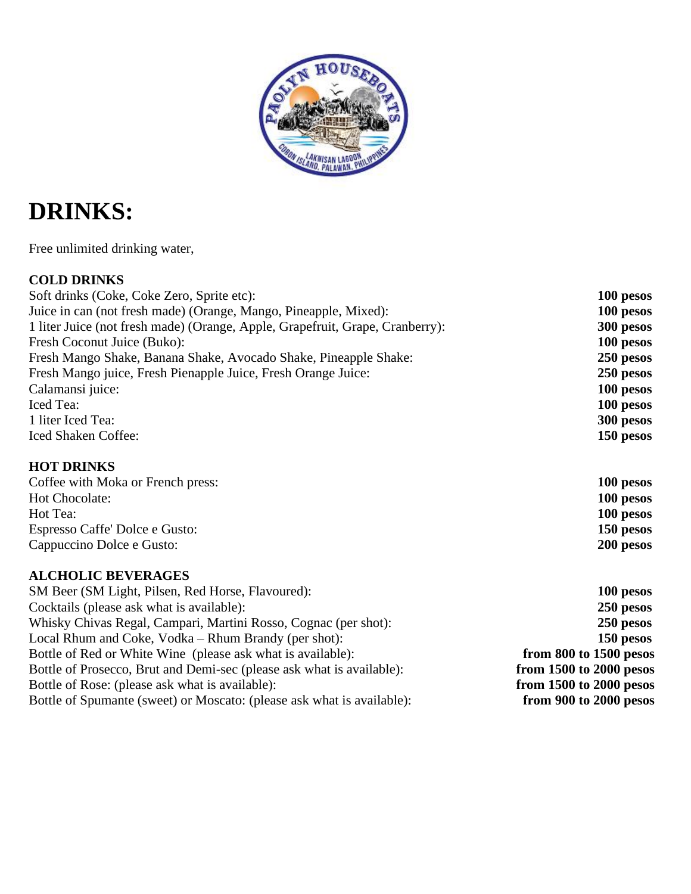# DRINKS:

Free unlimited drinking water,

**COLD DRINKS**

| | |
|---|---|
| Soft drinks (Coke, Coke Zero, Sprite etc): | **100 pesos** |
| Juice in can (not fresh made) (Orange, Mango, Pineapple, Mixed): | **100 pesos** |
| 1 liter Juice (not fresh made) (Orange, Apple, Grapefruit, Grape, Cranberry): | **300 pesos** |
| Fresh Coconut Juice (Buko): | **100 pesos** |
| Fresh Mango Shake, Banana Shake, Avocado Shake, Pineapple Shake: | **250 pesos** |
| Fresh Mango juice, Fresh Pienapple Juice, Fresh Orange Juice: | **250 pesos** |
| Calamansi juice: | **100 pesos** |
| Iced Tea: | **100 pesos** |
| 1 liter Iced Tea: | **300 pesos** |
| Iced Shaken Coffee: | **150 pesos** |

**HOT DRINKS**

| | |
|---|---|
| Coffee with Moka or French press: | **100 pesos** |
| Hot Chocolate: | **100 pesos** |
| Hot Tea: | **100 pesos** |
| Espresso Caffe' Dolce e Gusto: | **150 pesos** |
| Cappuccino Dolce e Gusto: | **200 pesos** |

**ALCHOLIC BEVERAGES**

| | |
|---|---|
| SM Beer (SM Light, Pilsen, Red Horse, Flavoured): | **100 pesos** |
| Cocktails (please ask what is available): | **250 pesos** |
| Whisky Chivas Regal, Campari, Martini Rosso, Cognac (per shot): | **250 pesos** |
| Local Rhum and Coke, Vodka – Rhum Brandy (per shot): | **150 pesos** |
| Bottle of Red or White Wine (please ask what is available): | **from 800 to 1500 pesos** |
| Bottle of Prosecco, Brut and Demi-sec (please ask what is available): | **from 1500 to 2000 pesos** |
| Bottle of Rose: (please ask what is available): | **from 1500 to 2000 pesos** |
| Bottle of Spumante (sweet) or Moscato: (please ask what is available): | **from 900 to 2000 pesos** |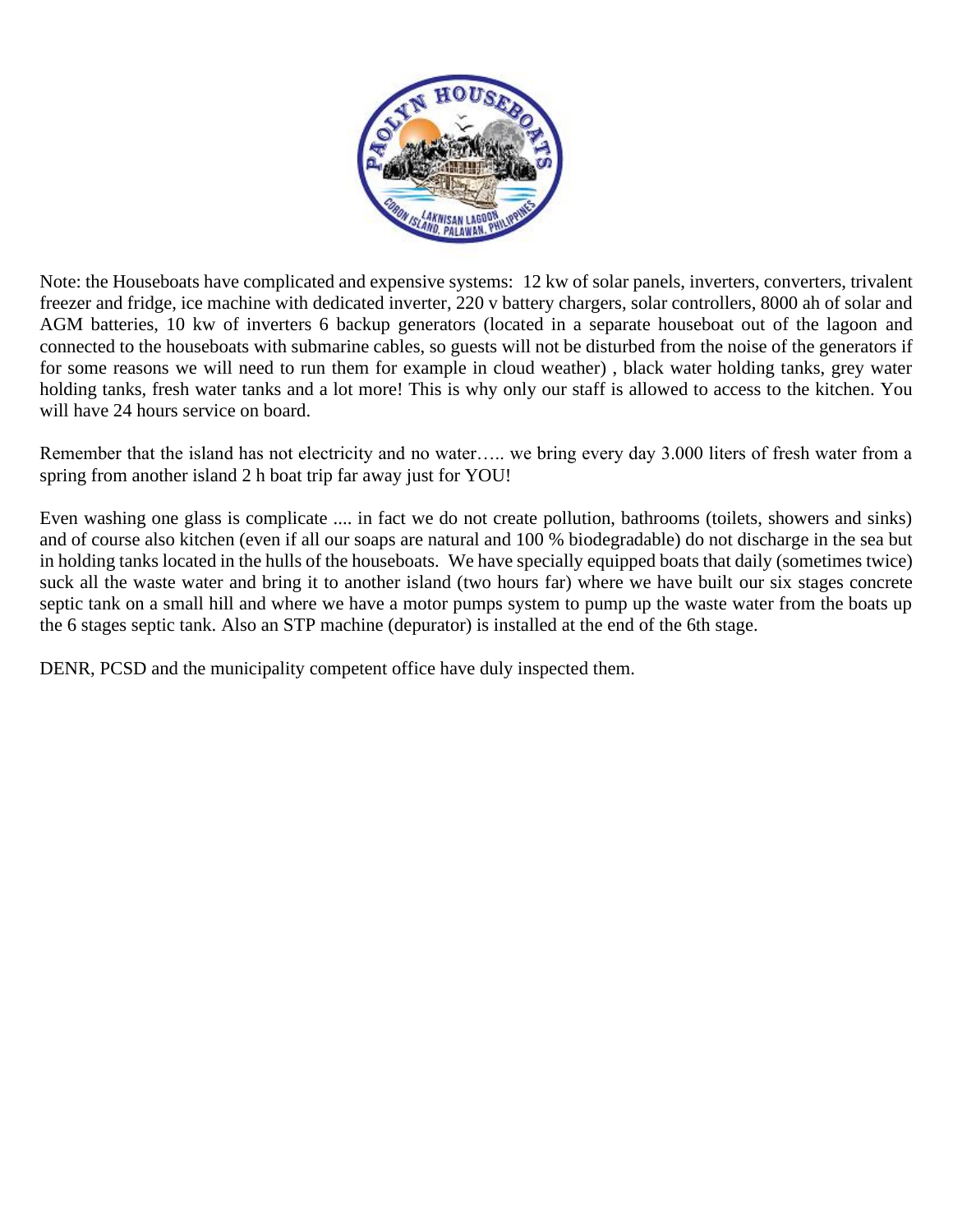Note: the Houseboats have complicated and expensive systems: 12 kw of solar panels, inverters, converters, trivalent freezer and fridge, ice machine with dedicated inverter, 220 v battery chargers, solar controllers, 8000 ah of solar and AGM batteries, 10 kw of inverters 6 backup generators (located in a separate houseboat out of the lagoon and connected to the houseboats with submarine cables, so guests will not be disturbed from the noise of the generators if for some reasons we will need to run them for example in cloud weather) , black water holding tanks, grey water holding tanks, fresh water tanks and a lot more! This is why only our staff is allowed to access to the kitchen. You will have 24 hours service on board.

Remember that the island has not electricity and no water….. we bring every day 3.000 liters of fresh water from a spring from another island 2 h boat trip far away just for YOU!

Even washing one glass is complicate .... in fact we do not create pollution, bathrooms (toilets, showers and sinks) and of course also kitchen (even if all our soaps are natural and 100 % biodegradable) do not discharge in the sea but in holding tanks located in the hulls of the houseboats. We have specially equipped boats that daily (sometimes twice) suck all the waste water and bring it to another island (two hours far) where we have built our six stages concrete septic tank on a small hill and where we have a motor pumps system to pump up the waste water from the boats up the 6 stages septic tank. Also an STP machine (depurator) is installed at the end of the 6th stage.

DENR, PCSD and the municipality competent office have duly inspected them.